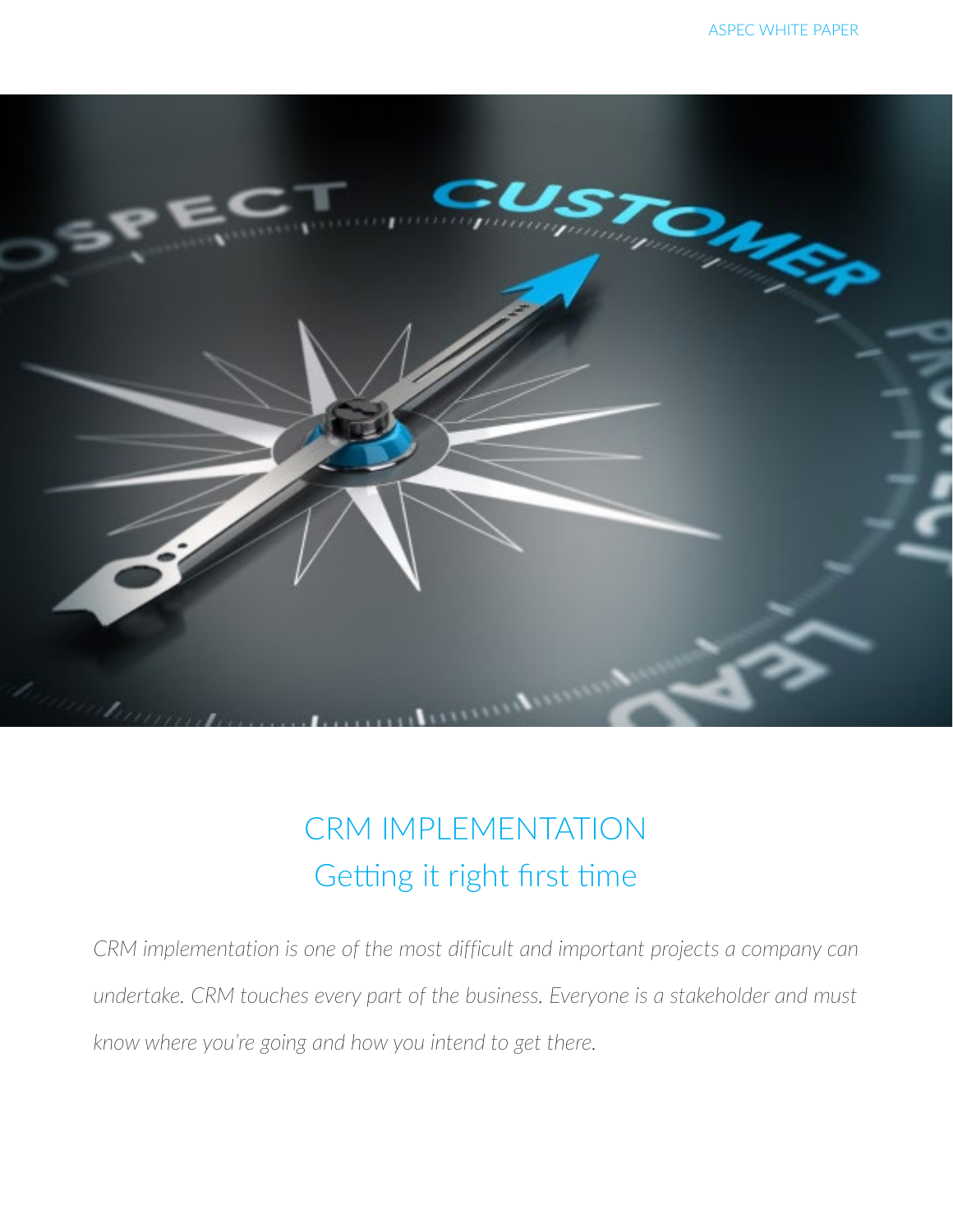ASPEC WHITE PAPER

# CRM IMPLEMENTATION
## Getting it right first time

*CRM implementation is one of the most difficult and important projects a company can undertake. CRM touches every part of the business. Everyone is a stakeholder and must know where you're going and how you intend to get there.*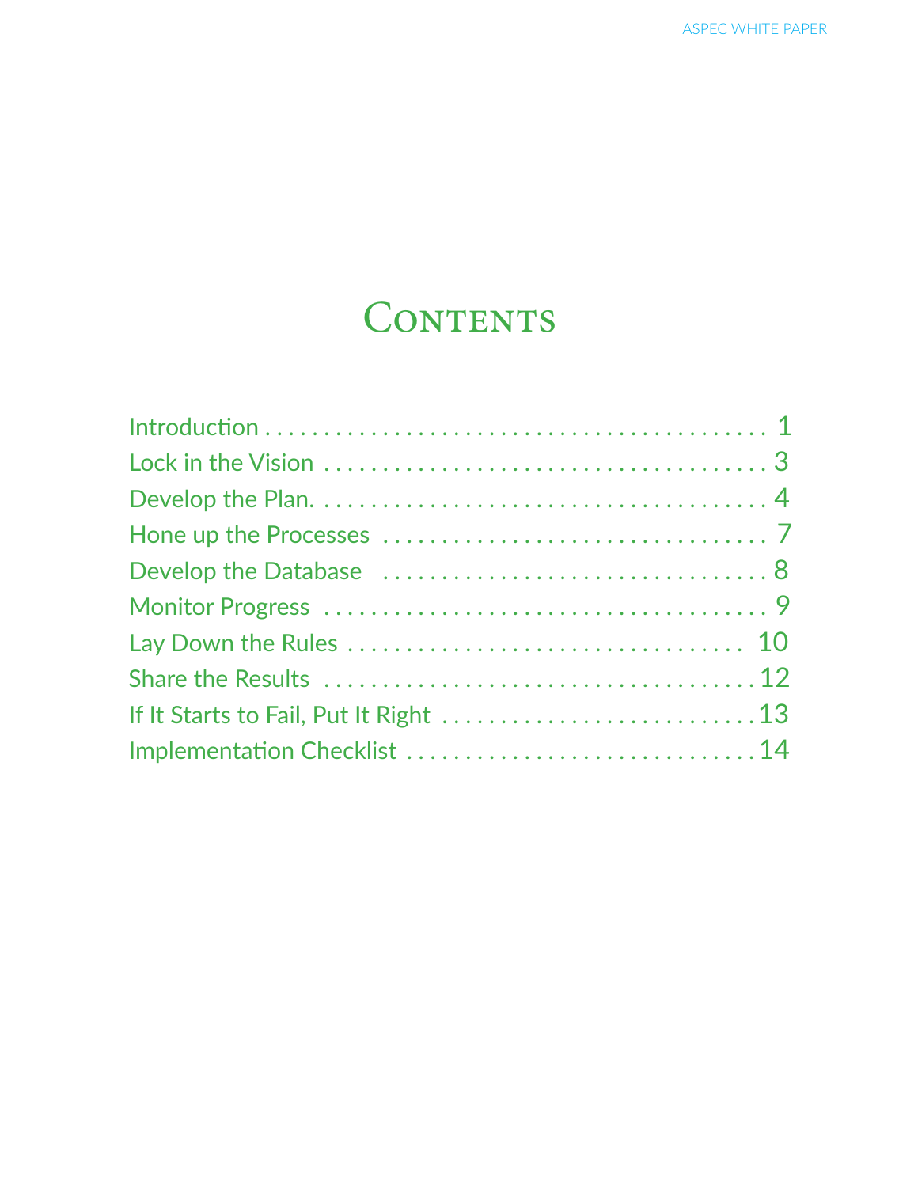# Contents

| | |
|---|---|
| Introduction | 1 |
| Lock in the Vision | 3 |
| Develop the Plan. | 4 |
| Hone up the Processes | 7 |
| Develop the Database | 8 |
| Monitor Progress | 9 |
| Lay Down the Rules | 10 |
| Share the Results | 12 |
| If It Starts to Fail, Put It Right | 13 |
| Implementation Checklist | 14 |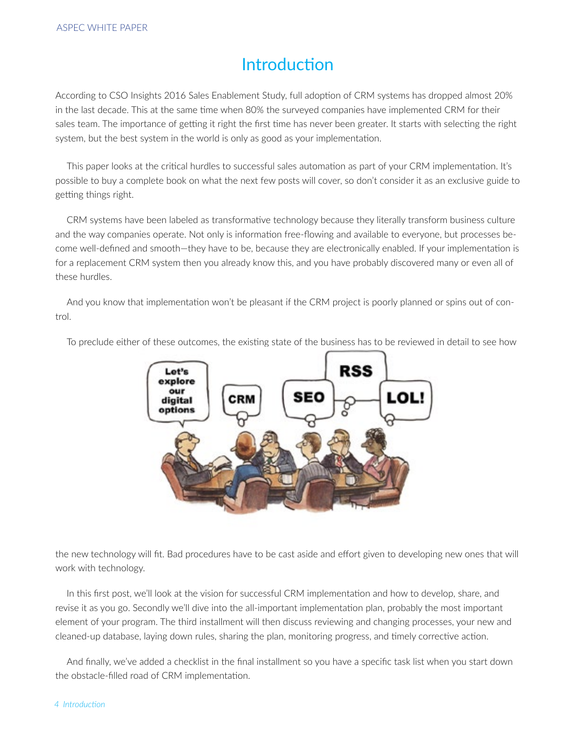# Introduction

According to CSO Insights 2016 Sales Enablement Study, full adoption of CRM systems has dropped almost 20% in the last decade. This at the same time when 80% the surveyed companies have implemented CRM for their sales team. The importance of getting it right the first time has never been greater. It starts with selecting the right system, but the best system in the world is only as good as your implementation.

This paper looks at the critical hurdles to successful sales automation as part of your CRM implementation. It's possible to buy a complete book on what the next few posts will cover, so don't consider it as an exclusive guide to getting things right.

CRM systems have been labeled as transformative technology because they literally transform business culture and the way companies operate. Not only is information free-flowing and available to everyone, but processes become well-defined and smooth—they have to be, because they are electronically enabled. If your implementation is for a replacement CRM system then you already know this, and you have probably discovered many or even all of these hurdles.

And you know that implementation won't be pleasant if the CRM project is poorly planned or spins out of control.

To preclude either of these outcomes, the existing state of the business has to be reviewed in detail to see how the new technology will fit. Bad procedures have to be cast aside and effort given to developing new ones that will work with technology.

In this first post, we'll look at the vision for successful CRM implementation and how to develop, share, and revise it as you go. Secondly we'll dive into the all-important implementation plan, probably the most important element of your program. The third installment will then discuss reviewing and changing processes, your new and cleaned-up database, laying down rules, sharing the plan, monitoring progress, and timely corrective action.

And finally, we've added a checklist in the final installment so you have a specific task list when you start down the obstacle-filled road of CRM implementation.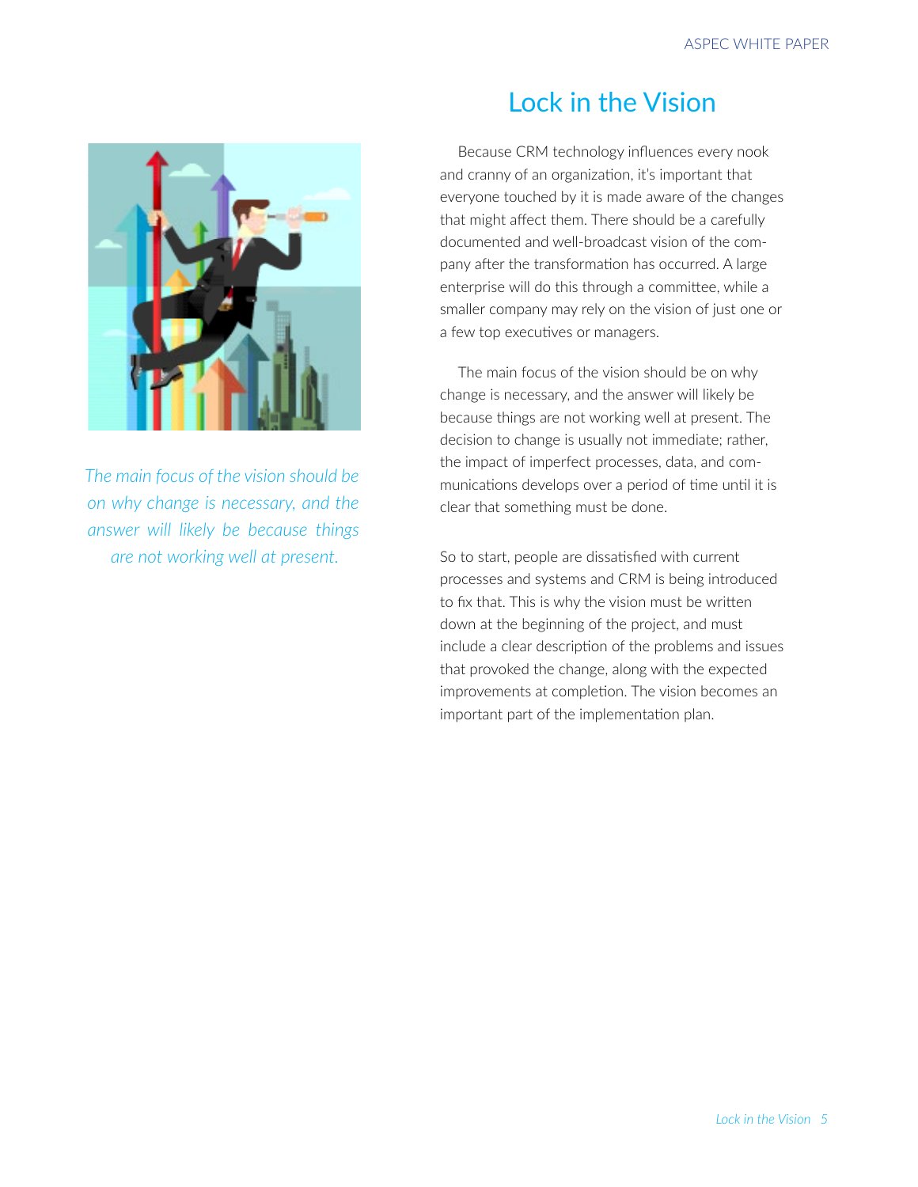# Lock in the Vision

*The main focus of the vision should be on why change is necessary, and the answer will likely be because things are not working well at present.*

Because CRM technology influences every nook and cranny of an organization, it's important that everyone touched by it is made aware of the changes that might affect them. There should be a carefully documented and well-broadcast vision of the company after the transformation has occurred. A large enterprise will do this through a committee, while a smaller company may rely on the vision of just one or a few top executives or managers.

The main focus of the vision should be on why change is necessary, and the answer will likely be because things are not working well at present. The decision to change is usually not immediate; rather, the impact of imperfect processes, data, and communications develops over a period of time until it is clear that something must be done.

So to start, people are dissatisfied with current processes and systems and CRM is being introduced to fix that. This is why the vision must be written down at the beginning of the project, and must include a clear description of the problems and issues that provoked the change, along with the expected improvements at completion. The vision becomes an important part of the implementation plan.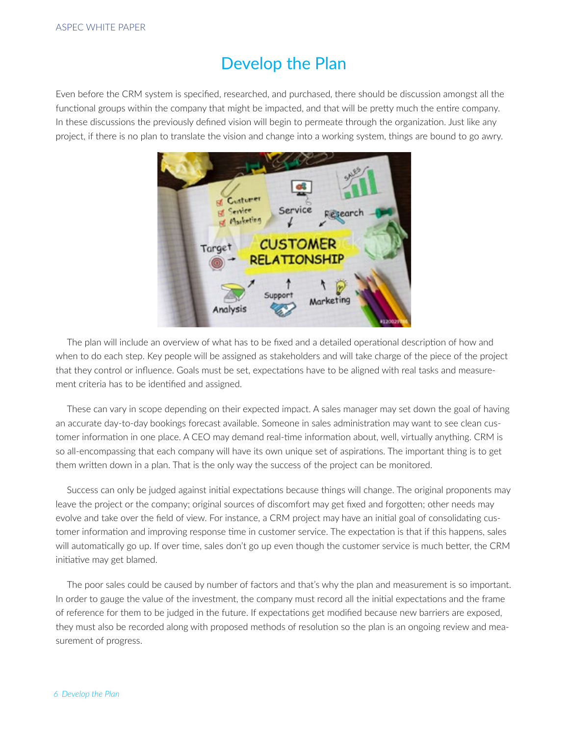# Develop the Plan

Even before the CRM system is specified, researched, and purchased, there should be discussion amongst all the functional groups within the company that might be impacted, and that will be pretty much the entire company. In these discussions the previously defined vision will begin to permeate through the organization. Just like any project, if there is no plan to translate the vision and change into a working system, things are bound to go awry.

The plan will include an overview of what has to be fixed and a detailed operational description of how and when to do each step. Key people will be assigned as stakeholders and will take charge of the piece of the project that they control or influence. Goals must be set, expectations have to be aligned with real tasks and measurement criteria has to be identified and assigned.

These can vary in scope depending on their expected impact. A sales manager may set down the goal of having an accurate day-to-day bookings forecast available. Someone in sales administration may want to see clean customer information in one place. A CEO may demand real-time information about, well, virtually anything. CRM is so all-encompassing that each company will have its own unique set of aspirations. The important thing is to get them written down in a plan. That is the only way the success of the project can be monitored.

Success can only be judged against initial expectations because things will change. The original proponents may leave the project or the company; original sources of discomfort may get fixed and forgotten; other needs may evolve and take over the field of view. For instance, a CRM project may have an initial goal of consolidating customer information and improving response time in customer service. The expectation is that if this happens, sales will automatically go up. If over time, sales don't go up even though the customer service is much better, the CRM initiative may get blamed.

The poor sales could be caused by number of factors and that's why the plan and measurement is so important. In order to gauge the value of the investment, the company must record all the initial expectations and the frame of reference for them to be judged in the future. If expectations get modified because new barriers are exposed, they must also be recorded along with proposed methods of resolution so the plan is an ongoing review and measurement of progress.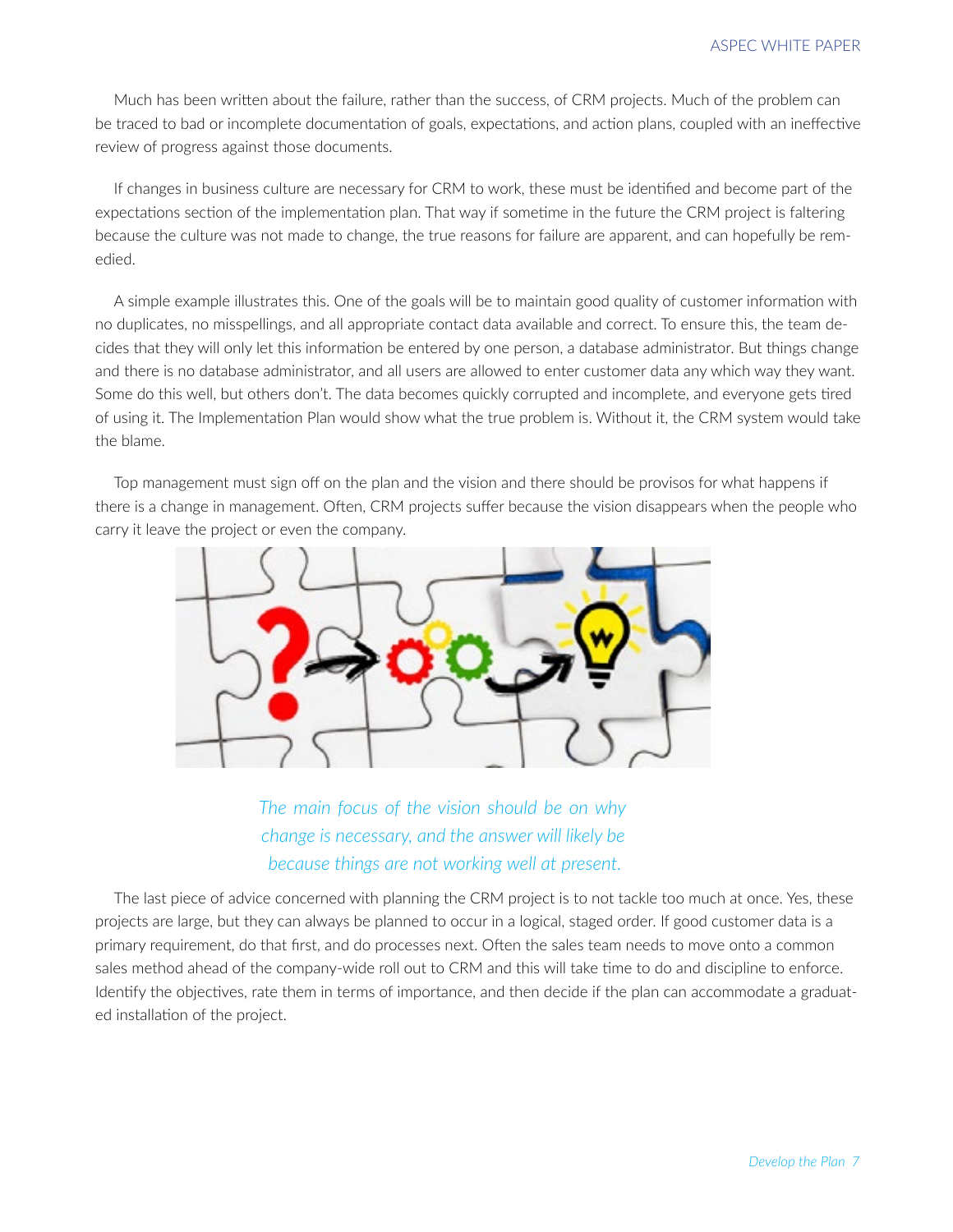Much has been written about the failure, rather than the success, of CRM projects. Much of the problem can be traced to bad or incomplete documentation of goals, expectations, and action plans, coupled with an ineffective review of progress against those documents.

If changes in business culture are necessary for CRM to work, these must be identified and become part of the expectations section of the implementation plan. That way if sometime in the future the CRM project is faltering because the culture was not made to change, the true reasons for failure are apparent, and can hopefully be remedied.

A simple example illustrates this. One of the goals will be to maintain good quality of customer information with no duplicates, no misspellings, and all appropriate contact data available and correct. To ensure this, the team decides that they will only let this information be entered by one person, a database administrator. But things change and there is no database administrator, and all users are allowed to enter customer data any which way they want. Some do this well, but others don't. The data becomes quickly corrupted and incomplete, and everyone gets tired of using it. The Implementation Plan would show what the true problem is. Without it, the CRM system would take the blame.

Top management must sign off on the plan and the vision and there should be provisos for what happens if there is a change in management. Often, CRM projects suffer because the vision disappears when the people who carry it leave the project or even the company.

*The main focus of the vision should be on why change is necessary, and the answer will likely be because things are not working well at present.*

The last piece of advice concerned with planning the CRM project is to not tackle too much at once. Yes, these projects are large, but they can always be planned to occur in a logical, staged order. If good customer data is a primary requirement, do that first, and do processes next. Often the sales team needs to move onto a common sales method ahead of the company-wide roll out to CRM and this will take time to do and discipline to enforce. Identify the objectives, rate them in terms of importance, and then decide if the plan can accommodate a graduated installation of the project.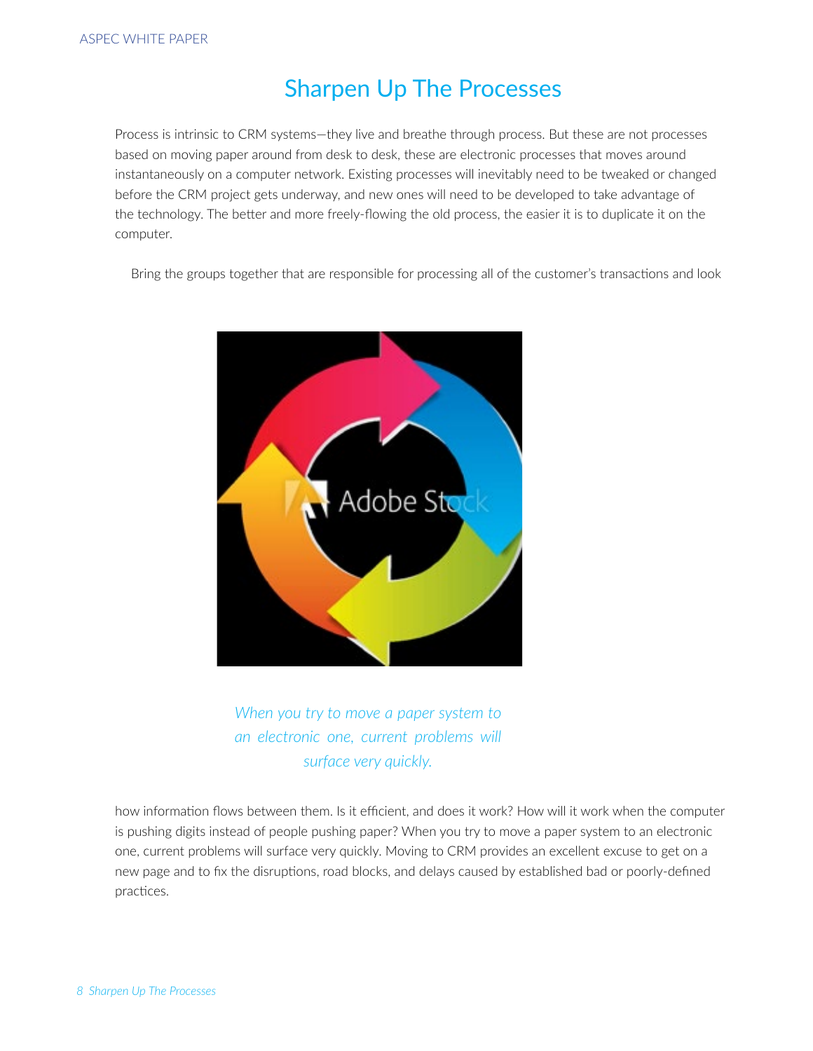# Sharpen Up The Processes

Process is intrinsic to CRM systems—they live and breathe through process. But these are not processes based on moving paper around from desk to desk, these are electronic processes that moves around instantaneously on a computer network. Existing processes will inevitably need to be tweaked or changed before the CRM project gets underway, and new ones will need to be developed to take advantage of the technology. The better and more freely-flowing the old process, the easier it is to duplicate it on the computer.

Bring the groups together that are responsible for processing all of the customer's transactions and look how information flows between them. Is it efficient, and does it work? How will it work when the computer is pushing digits instead of people pushing paper? When you try to move a paper system to an electronic one, current problems will surface very quickly. Moving to CRM provides an excellent excuse to get on a new page and to fix the disruptions, road blocks, and delays caused by established bad or poorly-defined practices.

*When you try to move a paper system to an electronic one, current problems will surface very quickly.*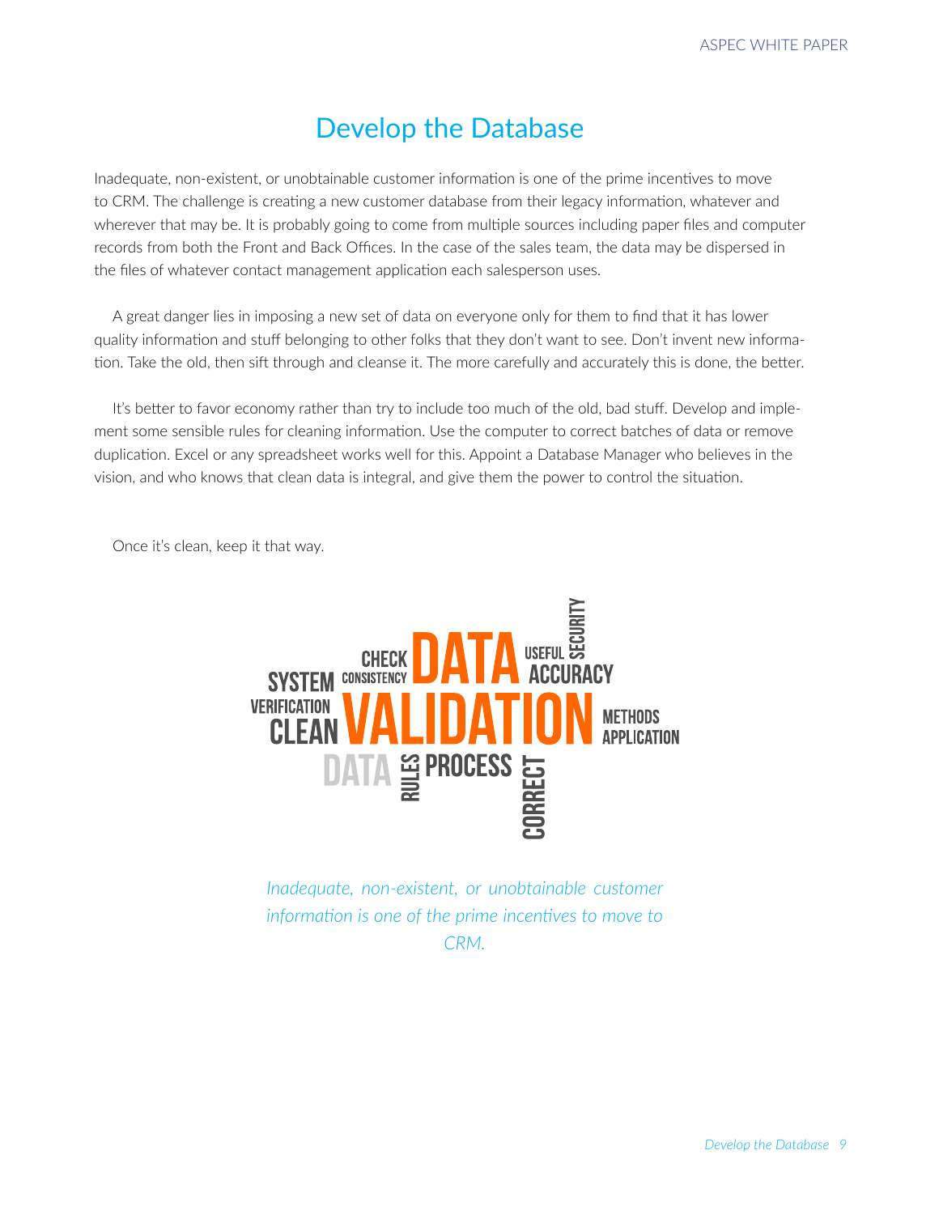# Develop the Database

Inadequate, non-existent, or unobtainable customer information is one of the prime incentives to move to CRM. The challenge is creating a new customer database from their legacy information, whatever and wherever that may be. It is probably going to come from multiple sources including paper files and computer records from both the Front and Back Offices. In the case of the sales team, the data may be dispersed in the files of whatever contact management application each salesperson uses.

A great danger lies in imposing a new set of data on everyone only for them to find that it has lower quality information and stuff belonging to other folks that they don't want to see. Don't invent new information. Take the old, then sift through and cleanse it. The more carefully and accurately this is done, the better.

It's better to favor economy rather than try to include too much of the old, bad stuff. Develop and implement some sensible rules for cleaning information. Use the computer to correct batches of data or remove duplication. Excel or any spreadsheet works well for this. Appoint a Database Manager who believes in the vision, and who knows that clean data is integral, and give them the power to control the situation.

Once it's clean, keep it that way.

*Inadequate, non-existent, or unobtainable customer information is one of the prime incentives to move to CRM.*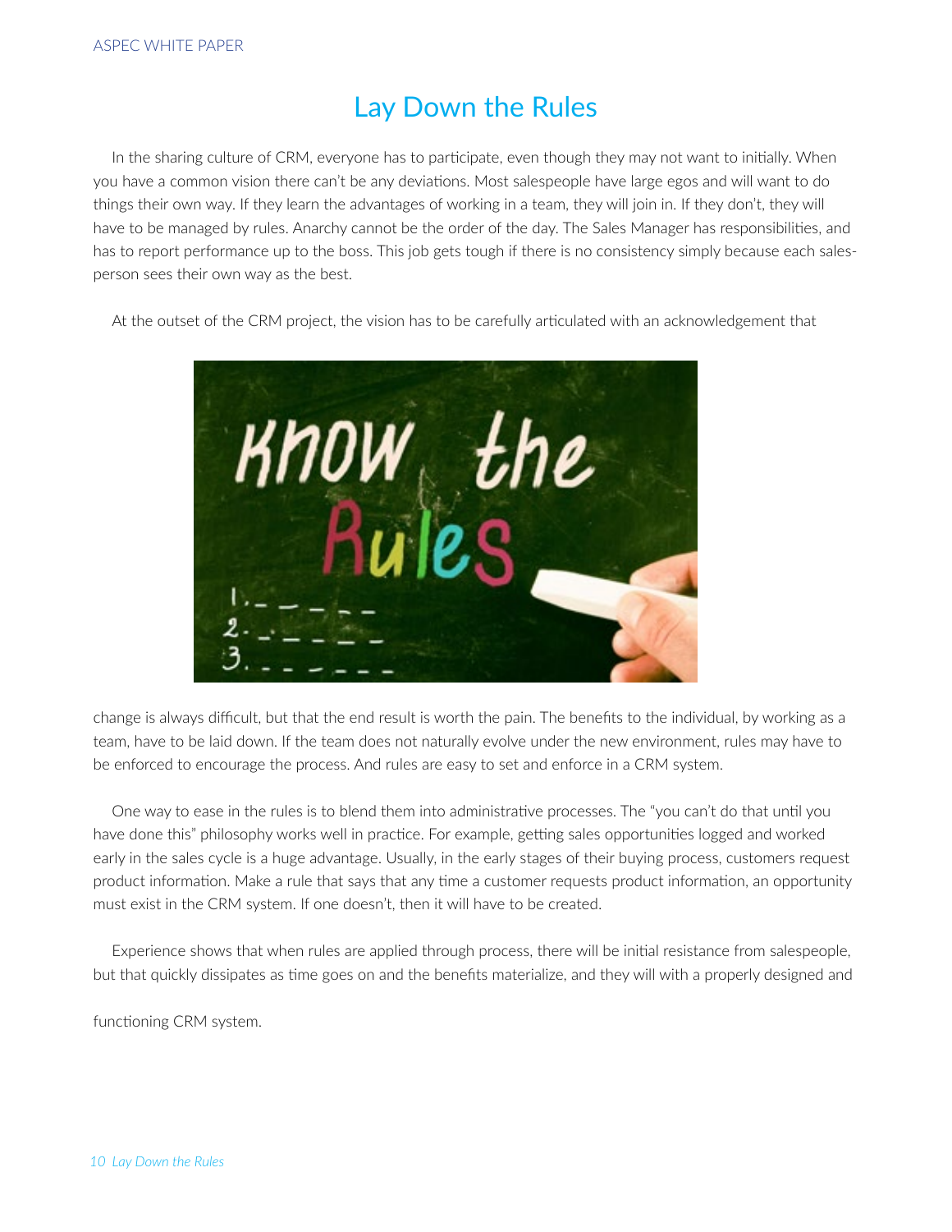# Lay Down the Rules

In the sharing culture of CRM, everyone has to participate, even though they may not want to initially. When you have a common vision there can't be any deviations. Most salespeople have large egos and will want to do things their own way. If they learn the advantages of working in a team, they will join in. If they don't, they will have to be managed by rules. Anarchy cannot be the order of the day. The Sales Manager has responsibilities, and has to report performance up to the boss. This job gets tough if there is no consistency simply because each salesperson sees their own way as the best.

At the outset of the CRM project, the vision has to be carefully articulated with an acknowledgement that change is always difficult, but that the end result is worth the pain. The benefits to the individual, by working as a team, have to be laid down. If the team does not naturally evolve under the new environment, rules may have to be enforced to encourage the process. And rules are easy to set and enforce in a CRM system.

One way to ease in the rules is to blend them into administrative processes. The "you can't do that until you have done this" philosophy works well in practice. For example, getting sales opportunities logged and worked early in the sales cycle is a huge advantage. Usually, in the early stages of their buying process, customers request product information. Make a rule that says that any time a customer requests product information, an opportunity must exist in the CRM system. If one doesn't, then it will have to be created.

Experience shows that when rules are applied through process, there will be initial resistance from salespeople, but that quickly dissipates as time goes on and the benefits materialize, and they will with a properly designed and functioning CRM system.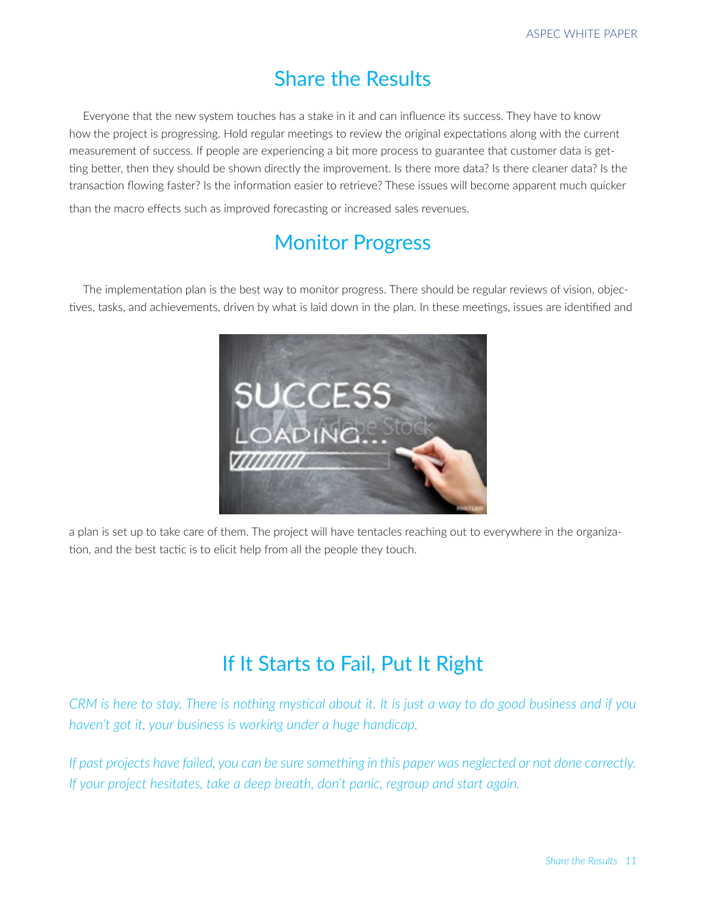## Share the Results

Everyone that the new system touches has a stake in it and can influence its success. They have to know how the project is progressing. Hold regular meetings to review the original expectations along with the current measurement of success. If people are experiencing a bit more process to guarantee that customer data is getting better, then they should be shown directly the improvement. Is there more data? Is there cleaner data? Is the transaction flowing faster? Is the information easier to retrieve? These issues will become apparent much quicker than the macro effects such as improved forecasting or increased sales revenues.

## Monitor Progress

The implementation plan is the best way to monitor progress. There should be regular reviews of vision, objectives, tasks, and achievements, driven by what is laid down in the plan. In these meetings, issues are identified and a plan is set up to take care of them. The project will have tentacles reaching out to everywhere in the organization, and the best tactic is to elicit help from all the people they touch.

## If It Starts to Fail, Put It Right

*CRM is here to stay. There is nothing mystical about it. It is just a way to do good business and if you haven't got it, your business is working under a huge handicap.*

*If past projects have failed, you can be sure something in this paper was neglected or not done correctly. If your project hesitates, take a deep breath, don't panic, regroup and start again.*